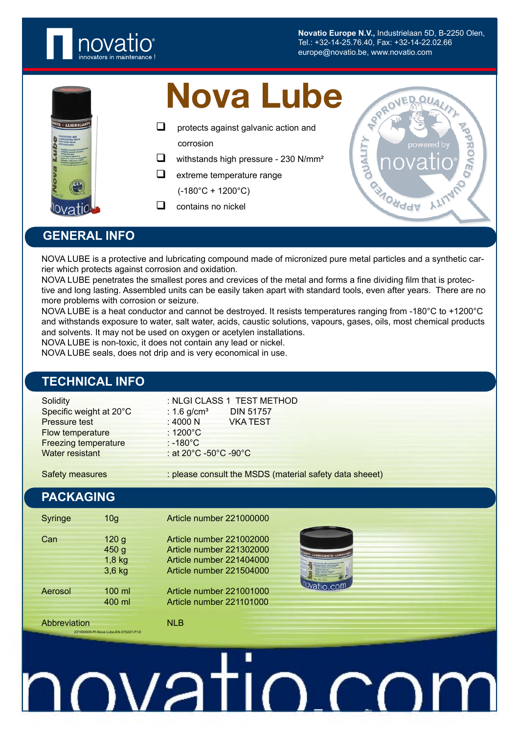novatio®
innovators in maintenance !

**Novatio Europe N.V.,** Industrielaan 5D, B-2250 Olen,
Tel.: +32-14-25.76.40, Fax: +32-14-22.02.66
europe@novatio.be, www.novatio.com

# Nova Lube

- protects against galvanic action and corrosion
- withstands high pressure - 230 N/mm²
- extreme temperature range (-180°C + 1200°C)
- contains no nickel

## GENERAL INFO

NOVA LUBE is a protective and lubricating compound made of micronized pure metal particles and a synthetic carrier which protects against corrosion and oxidation.
NOVA LUBE penetrates the smallest pores and crevices of the metal and forms a fine dividing film that is protective and long lasting. Assembled units can be easily taken apart with standard tools, even after years. There are no more problems with corrosion or seizure.
NOVA LUBE is a heat conductor and cannot be destroyed. It resists temperatures ranging from -180°C to +1200°C and withstands exposure to water, salt water, acids, caustic solutions, vapours, gases, oils, most chemical products and solvents. It may not be used on oxygen or acetylen installations.
NOVA LUBE is non-toxic, it does not contain any lead or nickel.
NOVA LUBE seals, does not drip and is very economical in use.

## TECHNICAL INFO

| | | |
|---|---|---|
| Solidity | : NLGI CLASS 1 | TEST METHOD |
| Specific weight at 20°C | : 1.6 g/cm³ | DIN 51757 |
| Pressure test | : 4000 N | VKA TEST |
| Flow temperature | : 1200°C | |
| Freezing temperature | : -180°C | |
| Water resistant | : at 20°C -50°C -90°C | |
| Safety measures | : please consult the MSDS (material safety data sheeet) | |

## PACKAGING

| | | |
|---|---|---|
| Syringe | 10g | Article number 221000000 |
| Can | 120 g | Article number 221002000 |
| | 450 g | Article number 221302000 |
| | 1,8 kg | Article number 221404000 |
| | 3,6 kg | Article number 221504000 |
| Aerosol | 100 ml | Article number 221001000 |
| | 400 ml | Article number 221101000 |
| Abbreviation | | NLB |

221000000-PI-Nova Lube-EN-070227-P1/2

novatio.com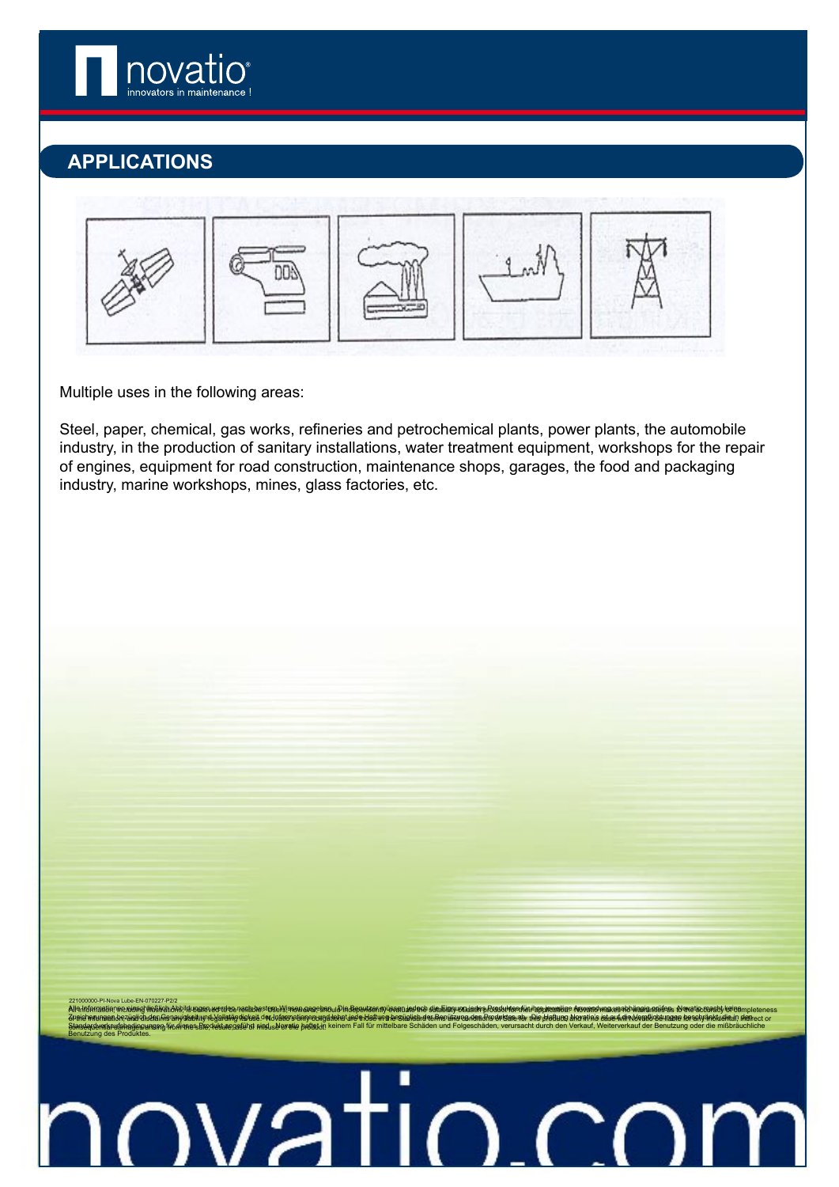## APPLICATIONS

Multiple uses in the following areas:

Steel, paper, chemical, gas works, refineries and petrochemical plants, power plants, the automobile industry, in the production of sanitary installations, water treatment equipment, workshops for the repair of engines, equipment for road construction, maintenance shops, garages, the food and packaging industry, marine workshops, mines, glass factories, etc.

221000000-PI-Nova Lube-EN-070227-P2/2